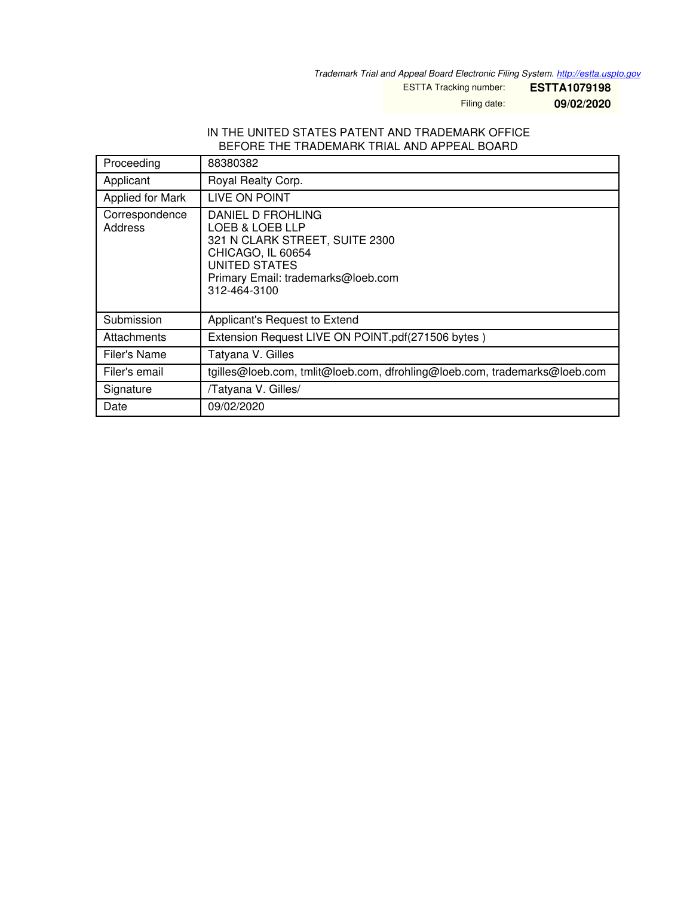*Trademark Trial and Appeal Board Electronic Filing System. http://estta.uspto.gov*

ESTTA Tracking number: **ESTTA1079198**

Filing date: **09/02/2020**

IN THE UNITED STATES PATENT AND TRADEMARK OFFICE
BEFORE THE TRADEMARK TRIAL AND APPEAL BOARD

| | |
|---|---|
| Proceeding | 88380382 |
| Applicant | Royal Realty Corp. |
| Applied for Mark | LIVE ON POINT |
| Correspondence Address | DANIEL D FROHLING<br>LOEB & LOEB LLP<br>321 N CLARK STREET, SUITE 2300<br>CHICAGO, IL 60654<br>UNITED STATES<br>Primary Email: trademarks@loeb.com<br>312-464-3100 |
| Submission | Applicant's Request to Extend |
| Attachments | Extension Request LIVE ON POINT.pdf(271506 bytes ) |
| Filer's Name | Tatyana V. Gilles |
| Filer's email | tgilles@loeb.com, tmlit@loeb.com, dfrohling@loeb.com, trademarks@loeb.com |
| Signature | /Tatyana V. Gilles/ |
| Date | 09/02/2020 |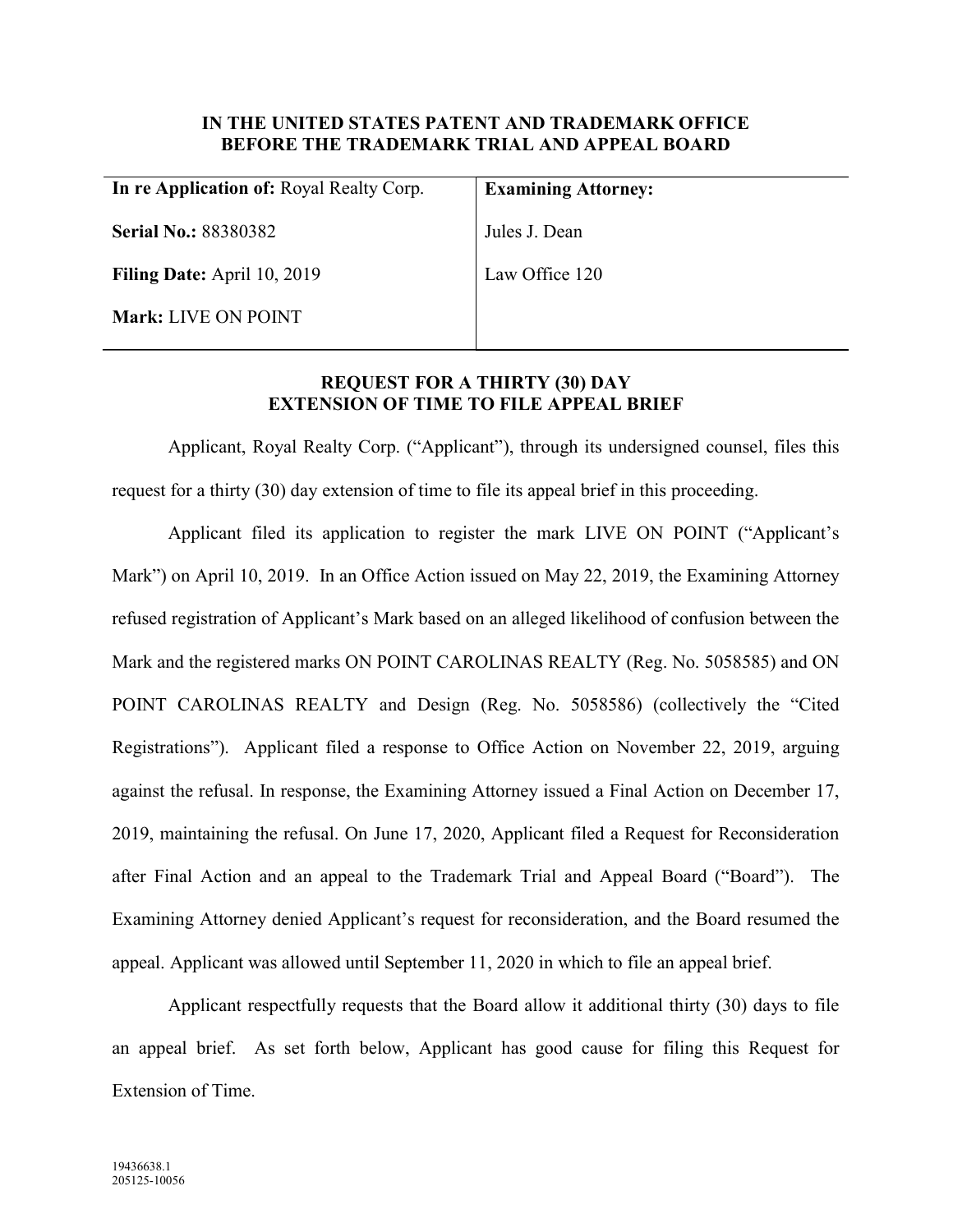**IN THE UNITED STATES PATENT AND TRADEMARK OFFICE**
**BEFORE THE TRADEMARK TRIAL AND APPEAL BOARD**

| | |
|---|---|
| **In re Application of:** Royal Realty Corp. | **Examining Attorney:** |
| **Serial No.:** 88380382 | Jules J. Dean |
| **Filing Date:** April 10, 2019 | Law Office 120 |
| **Mark:** LIVE ON POINT | |

**REQUEST FOR A THIRTY (30) DAY**
**EXTENSION OF TIME TO FILE APPEAL BRIEF**

Applicant, Royal Realty Corp. ("Applicant"), through its undersigned counsel, files this request for a thirty (30) day extension of time to file its appeal brief in this proceeding.

Applicant filed its application to register the mark LIVE ON POINT ("Applicant's Mark") on April 10, 2019. In an Office Action issued on May 22, 2019, the Examining Attorney refused registration of Applicant's Mark based on an alleged likelihood of confusion between the Mark and the registered marks ON POINT CAROLINAS REALTY (Reg. No. 5058585) and ON POINT CAROLINAS REALTY and Design (Reg. No. 5058586) (collectively the "Cited Registrations"). Applicant filed a response to Office Action on November 22, 2019, arguing against the refusal. In response, the Examining Attorney issued a Final Action on December 17, 2019, maintaining the refusal. On June 17, 2020, Applicant filed a Request for Reconsideration after Final Action and an appeal to the Trademark Trial and Appeal Board ("Board"). The Examining Attorney denied Applicant's request for reconsideration, and the Board resumed the appeal. Applicant was allowed until September 11, 2020 in which to file an appeal brief.

Applicant respectfully requests that the Board allow it additional thirty (30) days to file an appeal brief. As set forth below, Applicant has good cause for filing this Request for Extension of Time.

19436638.1
205125-10056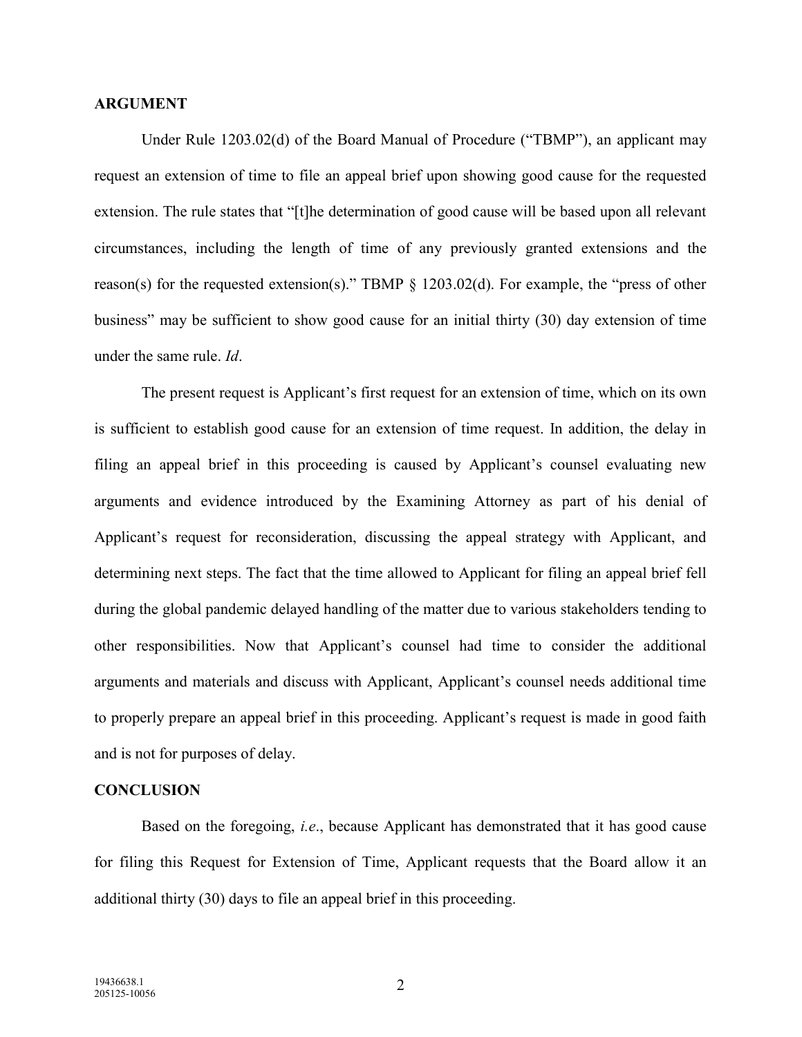## ARGUMENT

Under Rule 1203.02(d) of the Board Manual of Procedure ("TBMP"), an applicant may request an extension of time to file an appeal brief upon showing good cause for the requested extension. The rule states that "[t]he determination of good cause will be based upon all relevant circumstances, including the length of time of any previously granted extensions and the reason(s) for the requested extension(s)." TBMP § 1203.02(d). For example, the "press of other business" may be sufficient to show good cause for an initial thirty (30) day extension of time under the same rule. *Id*.

The present request is Applicant's first request for an extension of time, which on its own is sufficient to establish good cause for an extension of time request. In addition, the delay in filing an appeal brief in this proceeding is caused by Applicant's counsel evaluating new arguments and evidence introduced by the Examining Attorney as part of his denial of Applicant's request for reconsideration, discussing the appeal strategy with Applicant, and determining next steps. The fact that the time allowed to Applicant for filing an appeal brief fell during the global pandemic delayed handling of the matter due to various stakeholders tending to other responsibilities. Now that Applicant's counsel had time to consider the additional arguments and materials and discuss with Applicant, Applicant's counsel needs additional time to properly prepare an appeal brief in this proceeding. Applicant's request is made in good faith and is not for purposes of delay.

## CONCLUSION

Based on the foregoing, *i.e*., because Applicant has demonstrated that it has good cause for filing this Request for Extension of Time, Applicant requests that the Board allow it an additional thirty (30) days to file an appeal brief in this proceeding.

19436638.1
205125-10056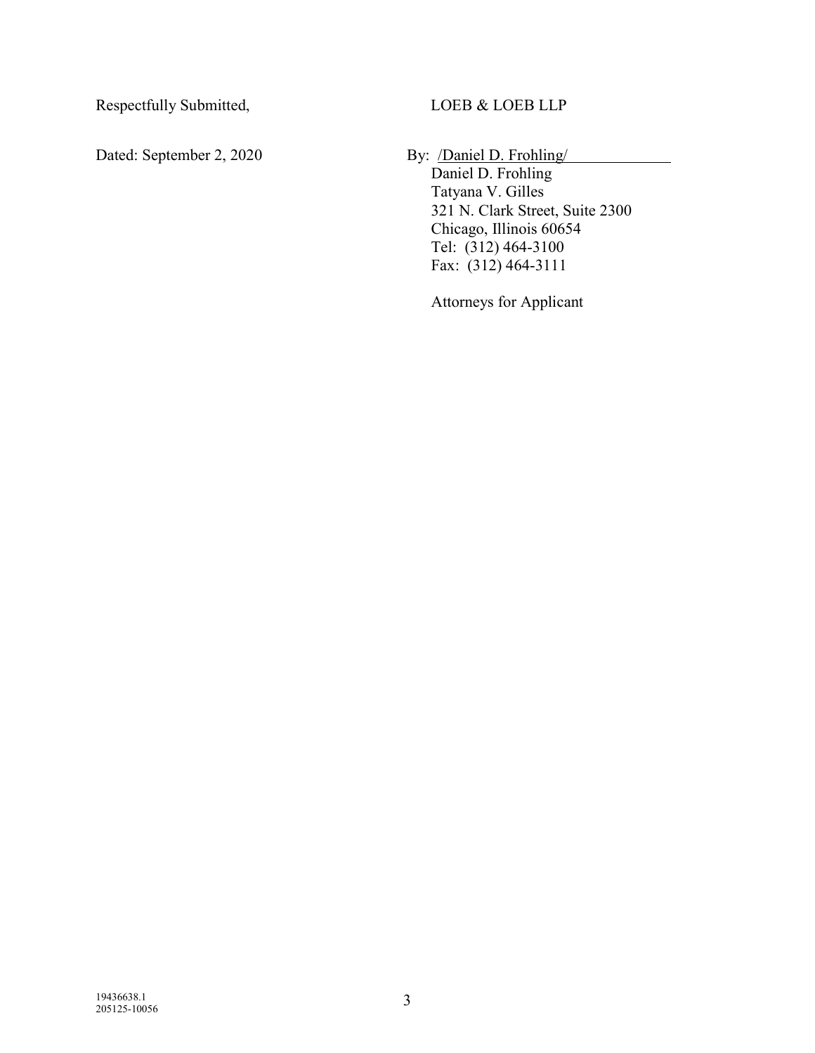Respectfully Submitted,

LOEB & LOEB LLP

Dated: September 2, 2020

By: /Daniel D. Frohling/

Daniel D. Frohling
Tatyana V. Gilles
321 N. Clark Street, Suite 2300
Chicago, Illinois 60654
Tel: (312) 464-3100
Fax: (312) 464-3111

Attorneys for Applicant

19436638.1
205125-10056